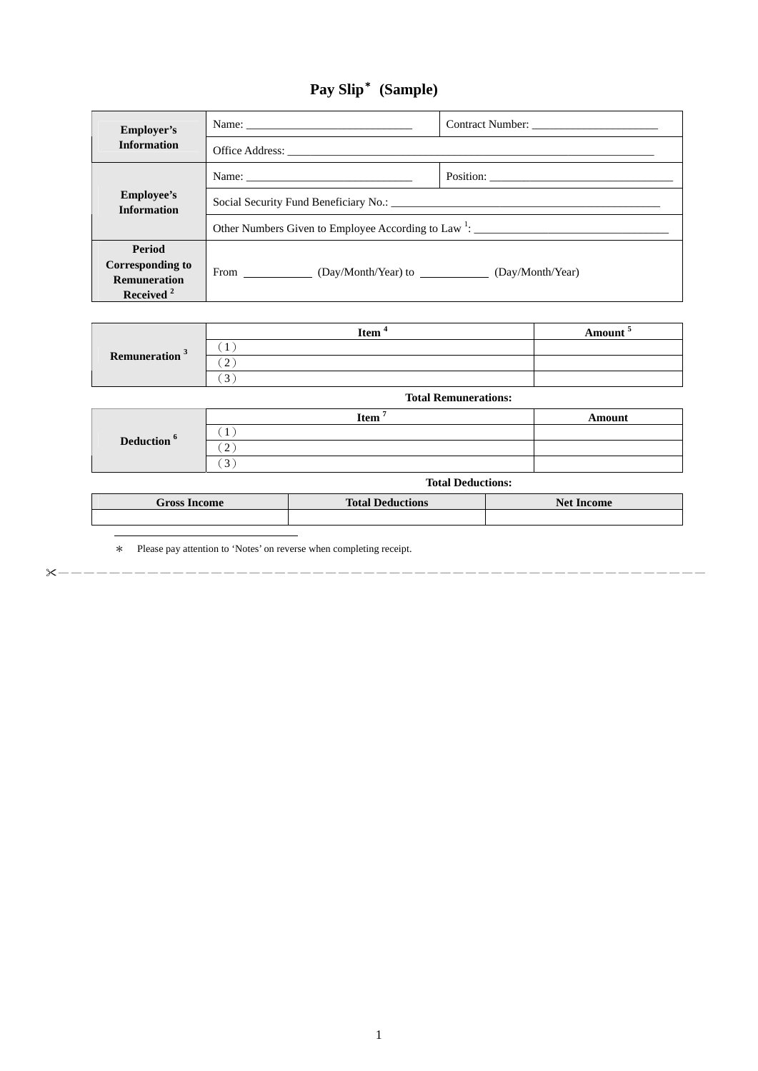# Pay Slip* (Sample)

| Employer's Information | Name: ____________________________ | Contract Number: _____________________ |
|---|---|---|
| | Office Address: ______________________________________________________________ | |
| Employee's Information | Name: ____________________________ | Position: ________________________________ |
| | Social Security Fund Beneficiary No.: ____________________________________________ | |
| | Other Numbers Given to Employee According to Law [1]: _________________________________ | |
| Period Corresponding to Remuneration Received [2] | From ___________ (Day/Month/Year) to ___________ (Day/Month/Year) | |

| Remuneration [3] | Item [4] | Amount [5] |
|---|---|---|
| | (1) | |
| | (2) | |
| | (3) | |
| | **Total Remunerations:** | |

| Deduction [6] | Item [7] | Amount |
|---|---|---|
| | (1) | |
| | (2) | |
| | (3) | |
| | **Total Deductions:** | |

| Gross Income | Total Deductions | Net Income |
|---|---|---|
| | | |

* Please pay attention to 'Notes' on reverse when completing receipt.

✂- - - - - - - - - - - - - - - - - - - - - - - - - - - - - - - - - - - - - - - - - - - - - - - - - - - - - - - - - - - - - -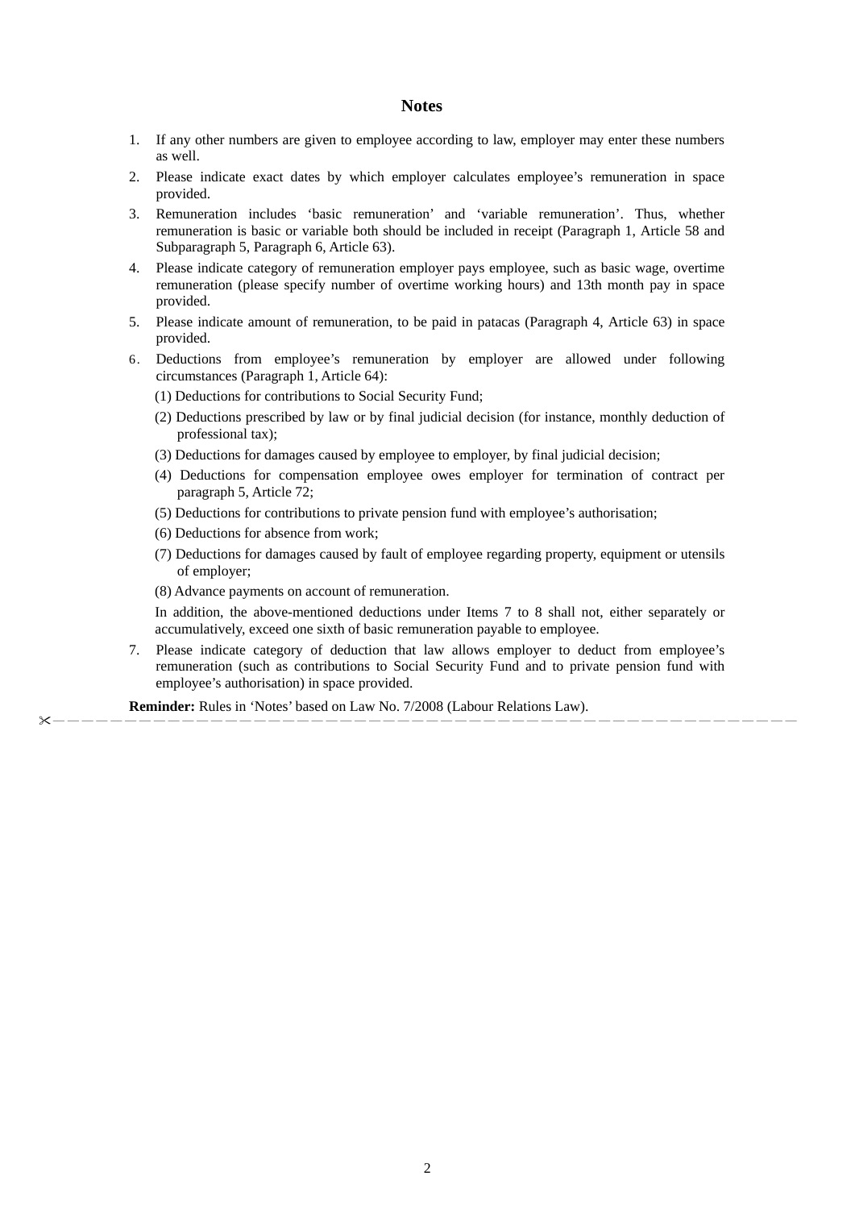## Notes

1. If any other numbers are given to employee according to law, employer may enter these numbers as well.
2. Please indicate exact dates by which employer calculates employee's remuneration in space provided.
3. Remuneration includes 'basic remuneration' and 'variable remuneration'. Thus, whether remuneration is basic or variable both should be included in receipt (Paragraph 1, Article 58 and Subparagraph 5, Paragraph 6, Article 63).
4. Please indicate category of remuneration employer pays employee, such as basic wage, overtime remuneration (please specify number of overtime working hours) and 13th month pay in space provided.
5. Please indicate amount of remuneration, to be paid in patacas (Paragraph 4, Article 63) in space provided.
6. Deductions from employee's remuneration by employer are allowed under following circumstances (Paragraph 1, Article 64):

   (1) Deductions for contributions to Social Security Fund;

   (2) Deductions prescribed by law or by final judicial decision (for instance, monthly deduction of professional tax);

   (3) Deductions for damages caused by employee to employer, by final judicial decision;

   (4) Deductions for compensation employee owes employer for termination of contract per paragraph 5, Article 72;

   (5) Deductions for contributions to private pension fund with employee's authorisation;

   (6) Deductions for absence from work;

   (7) Deductions for damages caused by fault of employee regarding property, equipment or utensils of employer;

   (8) Advance payments on account of remuneration.

   In addition, the above-mentioned deductions under Items 7 to 8 shall not, either separately or accumulatively, exceed one sixth of basic remuneration payable to employee.
7. Please indicate category of deduction that law allows employer to deduct from employee's remuneration (such as contributions to Social Security Fund and to private pension fund with employee's authorisation) in space provided.

**Reminder:** Rules in 'Notes' based on Law No. 7/2008 (Labour Relations Law).